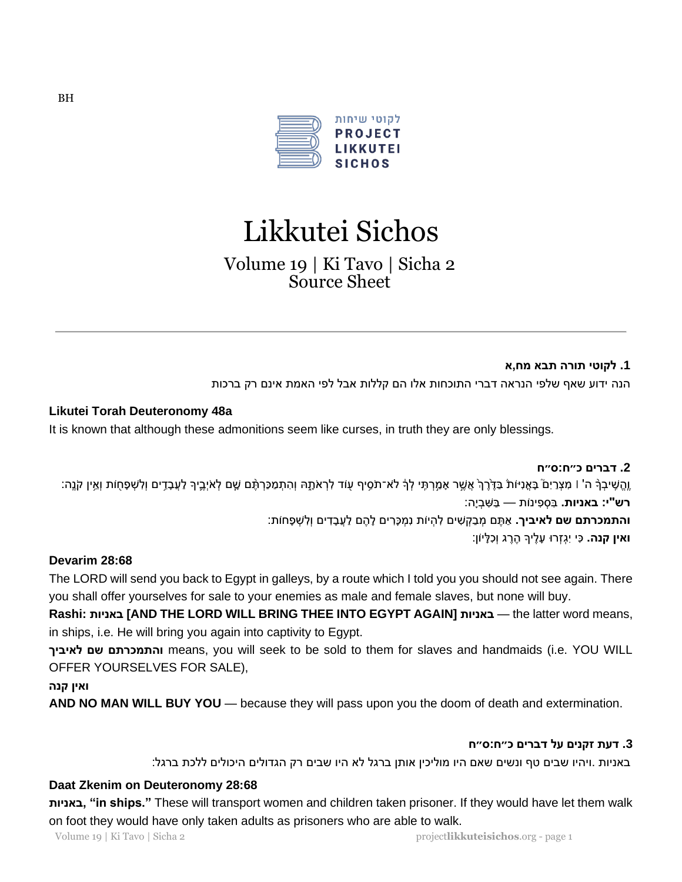BH

לקוטי שיחות
PROJECT LIKKUTEI SICHOS

# Likkutei Sichos

## Volume 19 | Ki Tavo | Sicha 2
## Source Sheet

---

**1. לקוטי תורה תבא מח,א**

הנה ידוע שאף שלפי הנראה דברי התוכחות אלו הם קללות אבל לפי האמת אינם רק ברכות

**Likutei Torah Deuteronomy 48a**

It is known that although these admonitions seem like curses, in truth they are only blessings.

**2. דברים כ״ח:ס״ח**

וֶהֱשִׁיבְךָ֩ ה' ׀ מִצְרַ֨יִם֙ בָּאֳנִיּ֔וֹת בַּדֶּ֨רֶךְ֙ אֲשֶׁ֣ר אָמַ֣רְתִּֽי לְךָ֔ לֹא־תֹסִ֥יף ע֖וֹד לִרְאֹתָ֑הּ וְהִתְמַכַּרְתֶּ֨ם שָׁ֧ם לְאֹיְבֶ֛יךָ לַעֲבָדִ֥ים וְלִשְׁפָח֖וֹת וְאֵ֥ין קֹנֶֽה׃

**רש"י: באניות.** בִּסְפִינוֹת — בַּשִּׁבְיָה:

**והתמכרתם שם לאיביך.** אַתֶּם מְבַקְשִׁים לִהְיוֹת נִמְכָּרִים לָהֶם לַעֲבָדִים וְלִשְׁפָחוֹת:

**ואין קנה.** כִּי יִגְזְרוּ עָלֶיךָ הֶרֶג וְכִלָּיוֹן:

**Devarim 28:68**

The LORD will send you back to Egypt in galleys, by a route which I told you you should not see again. There you shall offer yourselves for sale to your enemies as male and female slaves, but none will buy.

**Rashi: באניות [AND THE LORD WILL BRING THEE INTO EGYPT AGAIN] באניות** — the latter word means, in ships, i.e. He will bring you again into captivity to Egypt.

**והתמכרתם שם לאיביך** means, you will seek to be sold to them for slaves and handmaids (i.e. YOU WILL OFFER YOURSELVES FOR SALE),

**ואין קנה**

**AND NO MAN WILL BUY YOU** — because they will pass upon you the doom of death and extermination.

**3. דעת זקנים על דברים כ״ח:ס״ח**

באניות .ויהיו שבים טף ונשים שאם היו מוליכין אותן ברגל לא היו שבים רק הגדולים היכולים ללכת ברגל:

**Daat Zkenim on Deuteronomy 28:68**

**באניות, "in ships."** These will transport women and children taken prisoner. If they would have let them walk on foot they would have only taken adults as prisoners who are able to walk.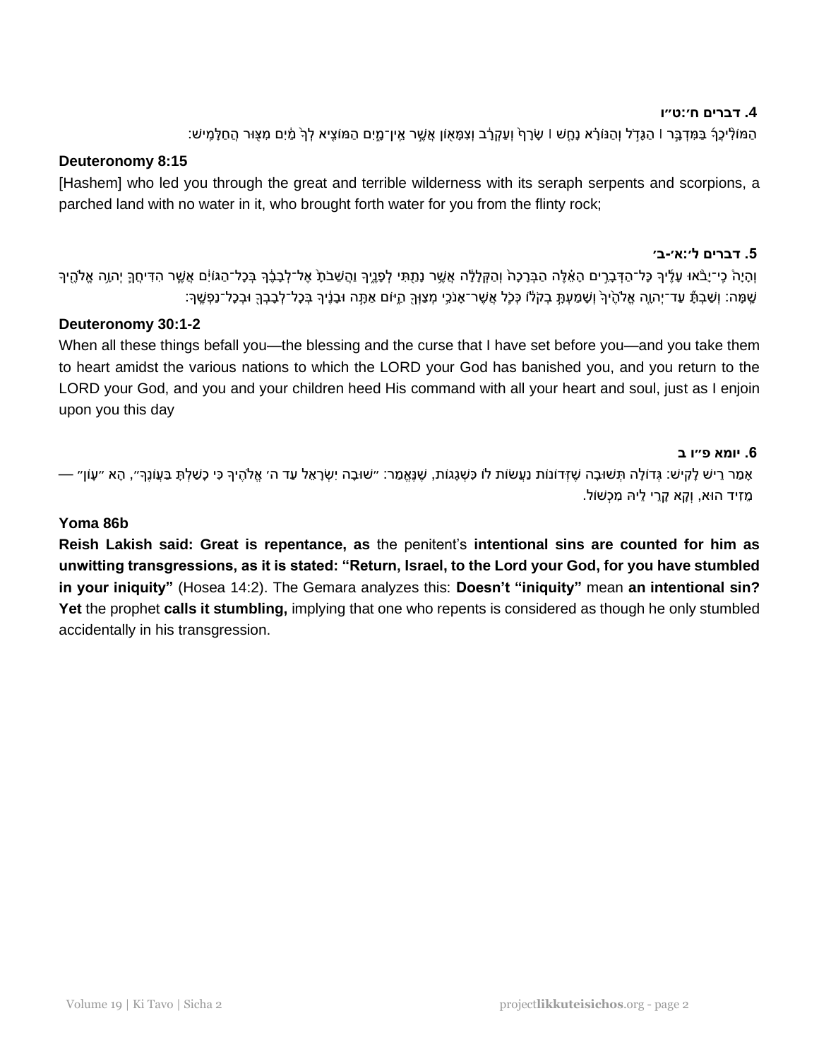### 4. דברים ח׳:ט״ו

הַמּוֹלִ֨יכְךָ֜ בַּמִּדְבָּ֣ר ׀ הַגָּדֹ֣ל וְהַנּוֹרָ֗א נָחָ֤שׁ ׀ שָׂרָף֙ וְעַקְרָ֔ב וְצִמָּא֖וֹן אֲשֶׁ֣ר אֵין־מָ֑יִם הַמּוֹצִ֤יא לְךָ֙ מַ֔יִם מִצּ֖וּר הַחַלָּמִֽישׁ׃

**Deuteronomy 8:15**

[Hashem] who led you through the great and terrible wilderness with its seraph serpents and scorpions, a parched land with no water in it, who brought forth water for you from the flinty rock;

### 5. דברים ל׳:א׳-ב׳

וְהָיָה֩ כִֽי־יָבֹ֨אוּ עָלֶ֜יךָ כׇּל־הַדְּבָרִ֣ים הָאֵ֗לֶּה הַבְּרָכָה֙ וְהַקְּלָלָ֔ה אֲשֶׁ֥ר נָתַ֖תִּי לְפָנֶ֑יךָ וַהֲשֵׁבֹתָ֙ אֶל־לְבָבֶ֔ךָ בְּכׇל־הַגּוֹיִ֕ם אֲשֶׁ֧ר הִדִּיחֲךָ֛ יְהֹוָ֥ה אֱלֹהֶ֖יךָ שָֽׁמָּה׃ וְשַׁבְתָּ֞ עַד־יְהֹוָ֤ה אֱלֹהֶ֙יךָ֙ וְשָׁמַעְתָּ֣ בְקֹל֔וֹ כְּכֹ֛ל אֲשֶׁר־אָנֹכִ֥י מְצַוְּךָ֖ הַיּ֑וֹם אַתָּ֣ה וּבָנֶ֔יךָ בְּכׇל־לְבָבְךָ֖ וּבְכׇל־נַפְשֶֽׁךָ׃

**Deuteronomy 30:1-2**

When all these things befall you—the blessing and the curse that I have set before you—and you take them to heart amidst the various nations to which the LORD your God has banished you, and you return to the LORD your God, and you and your children heed His command with all your heart and soul, just as I enjoin upon you this day

### 6. יומא פ״ו ב

אָמַר רֵישׁ לָקִישׁ: גְּדוֹלָה תְּשׁוּבָה שֶׁזְּדוֹנוֹת נַעֲשׂוֹת לוֹ כִּשְׁגָגוֹת, שֶׁנֶּאֱמַר: ״שׁוּבָה יִשְׂרָאֵל עַד ה׳ אֱלֹהֶיךָ כִּי כָשַׁלְתָּ בַּעֲוֺנֶךָ״, הָא ״עָוֺן״ — מֵזִיד הוּא, וְקָא קָרֵי לֵיהּ מִכְשׁוֹל.

**Yoma 86b**

**Reish Lakish said: Great is repentance, as** the penitent's **intentional sins are counted for him as unwitting transgressions, as it is stated: "Return, Israel, to the Lord your God, for you have stumbled in your iniquity"** (Hosea 14:2). The Gemara analyzes this: **Doesn't "iniquity"** mean **an intentional sin? Yet** the prophet **calls it stumbling,** implying that one who repents is considered as though he only stumbled accidentally in his transgression.